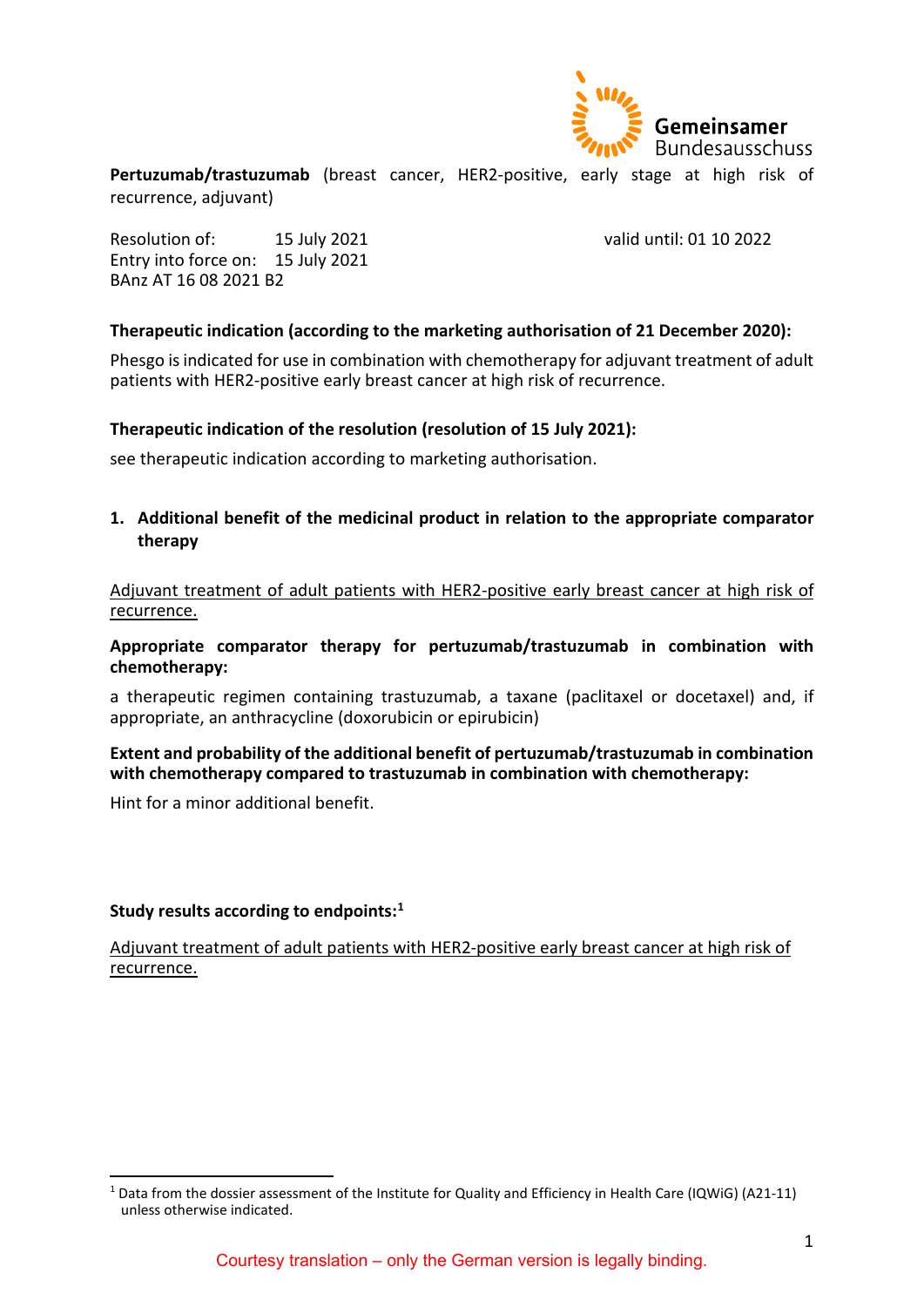**Pertuzumab/trastuzumab** (breast cancer, HER2-positive, early stage at high risk of recurrence, adjuvant)

Resolution of: 15 July 2021
Entry into force on: 15 July 2021
BAnz AT 16 08 2021 B2

valid until: 01 10 2022

**Therapeutic indication (according to the marketing authorisation of 21 December 2020):**

Phesgo is indicated for use in combination with chemotherapy for adjuvant treatment of adult patients with HER2-positive early breast cancer at high risk of recurrence.

**Therapeutic indication of the resolution (resolution of 15 July 2021):**

see therapeutic indication according to marketing authorisation.

## 1. Additional benefit of the medicinal product in relation to the appropriate comparator therapy

Adjuvant treatment of adult patients with HER2-positive early breast cancer at high risk of recurrence.

**Appropriate comparator therapy for pertuzumab/trastuzumab in combination with chemotherapy:**

a therapeutic regimen containing trastuzumab, a taxane (paclitaxel or docetaxel) and, if appropriate, an anthracycline (doxorubicin or epirubicin)

**Extent and probability of the additional benefit of pertuzumab/trastuzumab in combination with chemotherapy compared to trastuzumab in combination with chemotherapy:**

Hint for a minor additional benefit.

**Study results according to endpoints:**[1]

Adjuvant treatment of adult patients with HER2-positive early breast cancer at high risk of recurrence.

[1] Data from the dossier assessment of the Institute for Quality and Efficiency in Health Care (IQWiG) (A21-11) unless otherwise indicated.

Courtesy translation – only the German version is legally binding.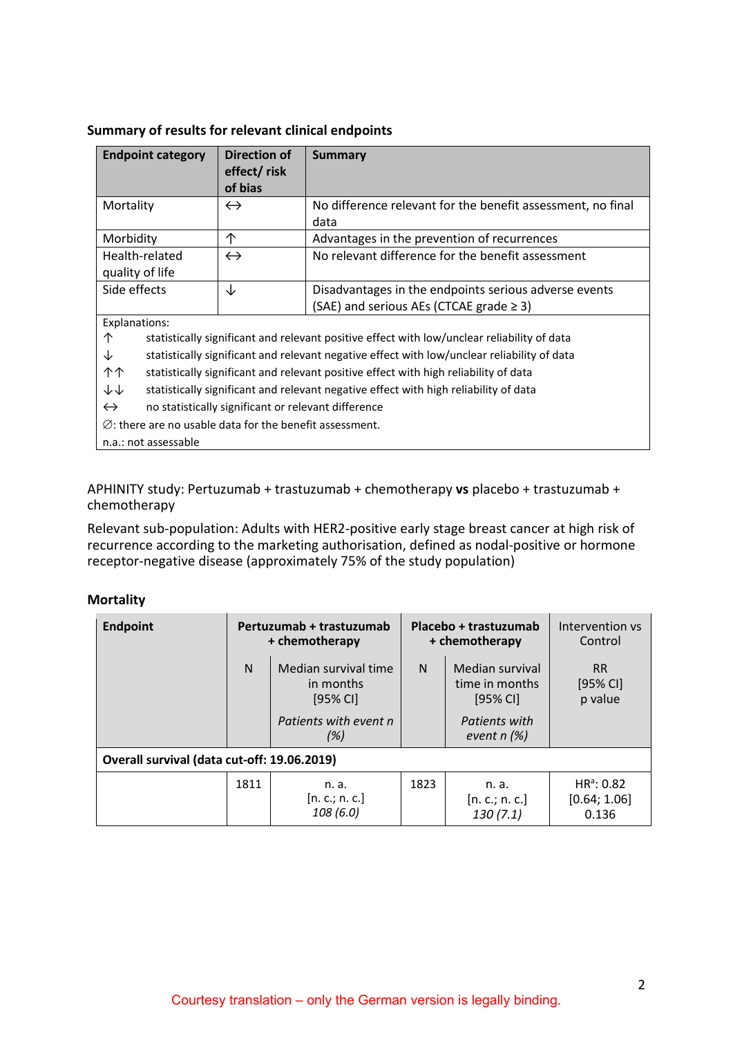**Summary of results for relevant clinical endpoints**

| Endpoint category | Direction of effect/ risk of bias | Summary |
|---|---|---|
| Mortality | ↔ | No difference relevant for the benefit assessment, no final data |
| Morbidity | ↑ | Advantages in the prevention of recurrences |
| Health-related quality of life | ↔ | No relevant difference for the benefit assessment |
| Side effects | ↓ | Disadvantages in the endpoints serious adverse events (SAE) and serious AEs (CTCAE grade ≥ 3) |

Explanations:
↑ statistically significant and relevant positive effect with low/unclear reliability of data
↓ statistically significant and relevant negative effect with low/unclear reliability of data
↑↑ statistically significant and relevant positive effect with high reliability of data
↓↓ statistically significant and relevant negative effect with high reliability of data
↔ no statistically significant or relevant difference
∅: there are no usable data for the benefit assessment.
n.a.: not assessable

APHINITY study: Pertuzumab + trastuzumab + chemotherapy **vs** placebo + trastuzumab + chemotherapy

Relevant sub-population: Adults with HER2-positive early stage breast cancer at high risk of recurrence according to the marketing authorisation, defined as nodal-positive or hormone receptor-negative disease (approximately 75% of the study population)

**Mortality**

| **Endpoint** | **Pertuzumab + trastuzumab + chemotherapy** | | **Placebo + trastuzumab + chemotherapy** | | Intervention vs Control |
|---|---|---|---|---|---|
| | N | Median survival time in months [95% CI] *Patients with event n (%)* | N | Median survival time in months [95% CI] *Patients with event n (%)* | RR [95% CI] p value |
| **Overall survival (data cut-off: 19.06.2019)** | | | | | |
| | 1811 | n. a. [n. c.; n. c.] *108 (6.0)* | 1823 | n. a. [n. c.; n. c.] *130 (7.1)* | HR[a]: 0.82 [0.64; 1.06] 0.136 |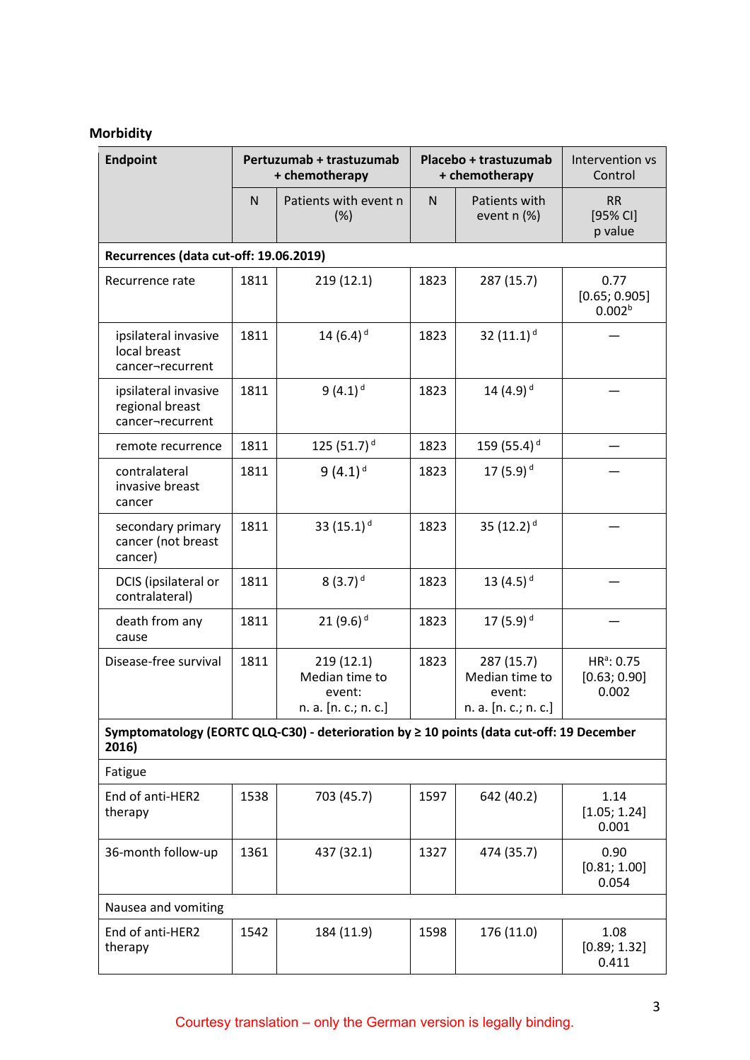## Morbidity

| Endpoint | Pertuzumab + trastuzumab + chemotherapy | | Placebo + trastuzumab + chemotherapy | | Intervention vs Control |
|---|---|---|---|---|---|
| | N | Patients with event n (%) | N | Patients with event n (%) | RR [95% CI] p value |
| **Recurrences (data cut-off: 19.06.2019)** | | | | | |
| Recurrence rate | 1811 | 219 (12.1) | 1823 | 287 (15.7) | 0.77 [0.65; 0.905] 0.002[b] |
| ipsilateral invasive local breast cancer¬recurrent | 1811 | 14 (6.4)[d] | 1823 | 32 (11.1)[d] | — |
| ipsilateral invasive regional breast cancer¬recurrent | 1811 | 9 (4.1)[d] | 1823 | 14 (4.9)[d] | — |
| remote recurrence | 1811 | 125 (51.7)[d] | 1823 | 159 (55.4)[d] | — |
| contralateral invasive breast cancer | 1811 | 9 (4.1)[d] | 1823 | 17 (5.9)[d] | — |
| secondary primary cancer (not breast cancer) | 1811 | 33 (15.1)[d] | 1823 | 35 (12.2)[d] | — |
| DCIS (ipsilateral or contralateral) | 1811 | 8 (3.7)[d] | 1823 | 13 (4.5)[d] | — |
| death from any cause | 1811 | 21 (9.6)[d] | 1823 | 17 (5.9)[d] | — |
| Disease-free survival | 1811 | 219 (12.1) Median time to event: n. a. [n. c.; n. c.] | 1823 | 287 (15.7) Median time to event: n. a. [n. c.; n. c.] | HR[a]: 0.75 [0.63; 0.90] 0.002 |
| **Symptomatology (EORTC QLQ-C30) - deterioration by ≥ 10 points (data cut-off: 19 December 2016)** | | | | | |
| Fatigue | | | | | |
| End of anti-HER2 therapy | 1538 | 703 (45.7) | 1597 | 642 (40.2) | 1.14 [1.05; 1.24] 0.001 |
| 36-month follow-up | 1361 | 437 (32.1) | 1327 | 474 (35.7) | 0.90 [0.81; 1.00] 0.054 |
| Nausea and vomiting | | | | | |
| End of anti-HER2 therapy | 1542 | 184 (11.9) | 1598 | 176 (11.0) | 1.08 [0.89; 1.32] 0.411 |

Courtesy translation – only the German version is legally binding.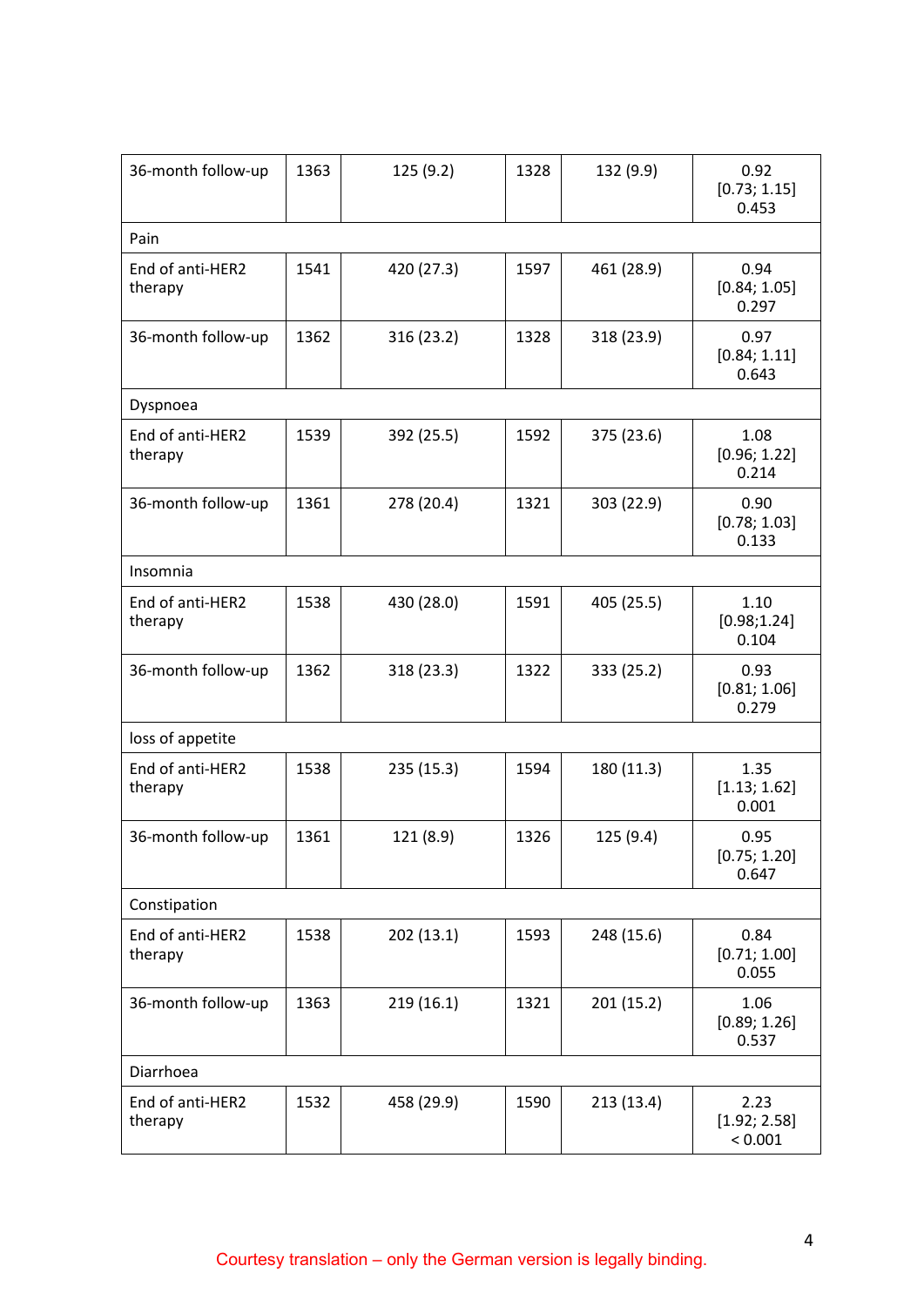| | | | | | |
|---|---|---|---|---|---|
| 36-month follow-up | 1363 | 125 (9.2) | 1328 | 132 (9.9) | 0.92 [0.73; 1.15] 0.453 |
| Pain | | | | | |
| End of anti-HER2 therapy | 1541 | 420 (27.3) | 1597 | 461 (28.9) | 0.94 [0.84; 1.05] 0.297 |
| 36-month follow-up | 1362 | 316 (23.2) | 1328 | 318 (23.9) | 0.97 [0.84; 1.11] 0.643 |
| Dyspnoea | | | | | |
| End of anti-HER2 therapy | 1539 | 392 (25.5) | 1592 | 375 (23.6) | 1.08 [0.96; 1.22] 0.214 |
| 36-month follow-up | 1361 | 278 (20.4) | 1321 | 303 (22.9) | 0.90 [0.78; 1.03] 0.133 |
| Insomnia | | | | | |
| End of anti-HER2 therapy | 1538 | 430 (28.0) | 1591 | 405 (25.5) | 1.10 [0.98;1.24] 0.104 |
| 36-month follow-up | 1362 | 318 (23.3) | 1322 | 333 (25.2) | 0.93 [0.81; 1.06] 0.279 |
| loss of appetite | | | | | |
| End of anti-HER2 therapy | 1538 | 235 (15.3) | 1594 | 180 (11.3) | 1.35 [1.13; 1.62] 0.001 |
| 36-month follow-up | 1361 | 121 (8.9) | 1326 | 125 (9.4) | 0.95 [0.75; 1.20] 0.647 |
| Constipation | | | | | |
| End of anti-HER2 therapy | 1538 | 202 (13.1) | 1593 | 248 (15.6) | 0.84 [0.71; 1.00] 0.055 |
| 36-month follow-up | 1363 | 219 (16.1) | 1321 | 201 (15.2) | 1.06 [0.89; 1.26] 0.537 |
| Diarrhoea | | | | | |
| End of anti-HER2 therapy | 1532 | 458 (29.9) | 1590 | 213 (13.4) | 2.23 [1.92; 2.58] < 0.001 |

Courtesy translation – only the German version is legally binding.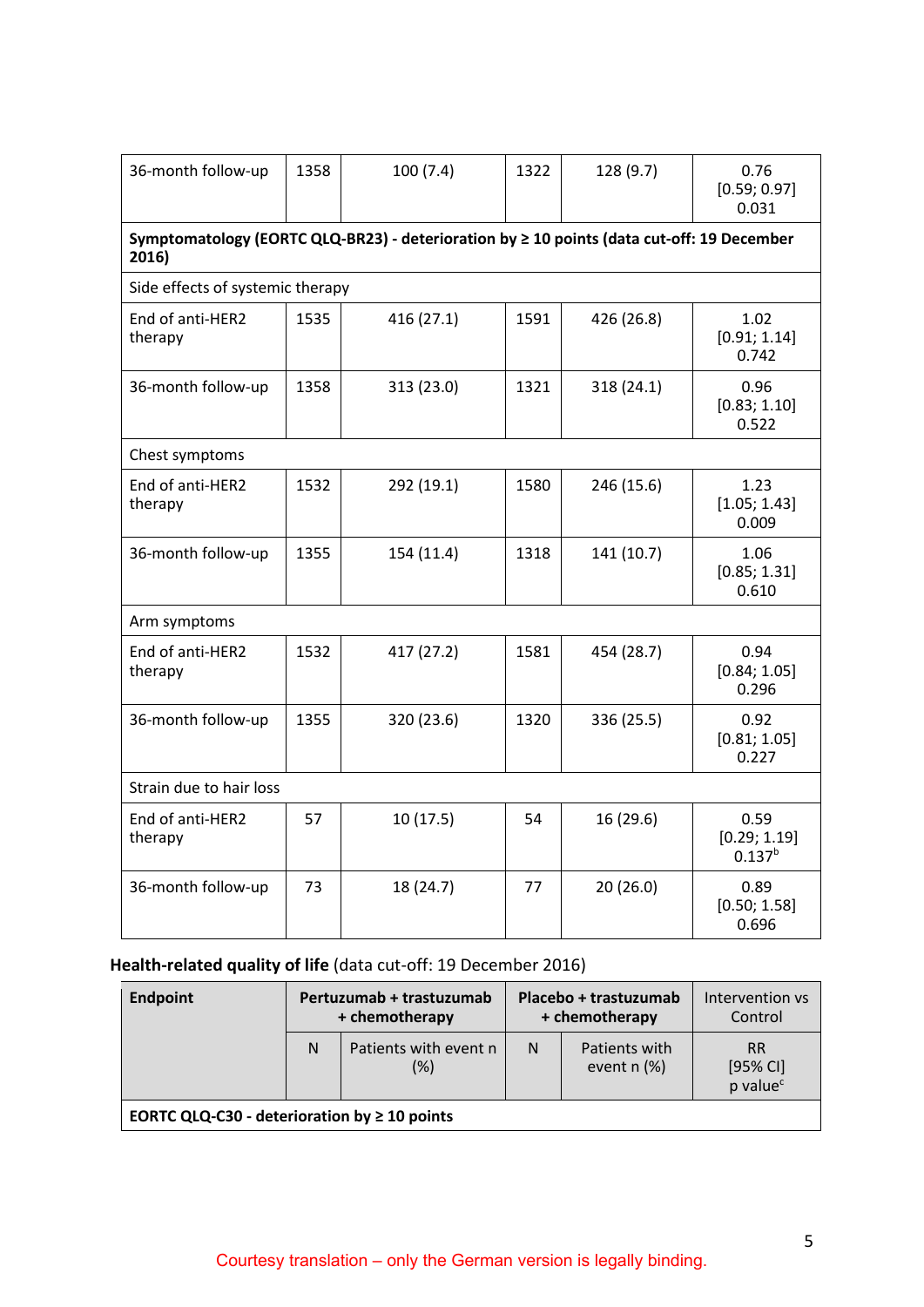| 36-month follow-up | 1358 | 100 (7.4) | 1322 | 128 (9.7) | 0.76 [0.59; 0.97] 0.031 |
|---|---|---|---|---|---|
| **Symptomatology (EORTC QLQ-BR23) - deterioration by ≥ 10 points (data cut-off: 19 December 2016)** | | | | | |
| Side effects of systemic therapy | | | | | |
| End of anti-HER2 therapy | 1535 | 416 (27.1) | 1591 | 426 (26.8) | 1.02 [0.91; 1.14] 0.742 |
| 36-month follow-up | 1358 | 313 (23.0) | 1321 | 318 (24.1) | 0.96 [0.83; 1.10] 0.522 |
| Chest symptoms | | | | | |
| End of anti-HER2 therapy | 1532 | 292 (19.1) | 1580 | 246 (15.6) | 1.23 [1.05; 1.43] 0.009 |
| 36-month follow-up | 1355 | 154 (11.4) | 1318 | 141 (10.7) | 1.06 [0.85; 1.31] 0.610 |
| Arm symptoms | | | | | |
| End of anti-HER2 therapy | 1532 | 417 (27.2) | 1581 | 454 (28.7) | 0.94 [0.84; 1.05] 0.296 |
| 36-month follow-up | 1355 | 320 (23.6) | 1320 | 336 (25.5) | 0.92 [0.81; 1.05] 0.227 |
| Strain due to hair loss | | | | | |
| End of anti-HER2 therapy | 57 | 10 (17.5) | 54 | 16 (29.6) | 0.59 [0.29; 1.19] 0.137[b] |
| 36-month follow-up | 73 | 18 (24.7) | 77 | 20 (26.0) | 0.89 [0.50; 1.58] 0.696 |

**Health-related quality of life** (data cut-off: 19 December 2016)

| Endpoint | Pertuzumab + trastuzumab + chemotherapy | | Placebo + trastuzumab + chemotherapy | | Intervention vs Control |
|---|---|---|---|---|---|
| | N | Patients with event n (%) | N | Patients with event n (%) | RR [95% CI] p value[c] |
| **EORTC QLQ-C30 - deterioration by ≥ 10 points** | | | | | |

Courtesy translation – only the German version is legally binding.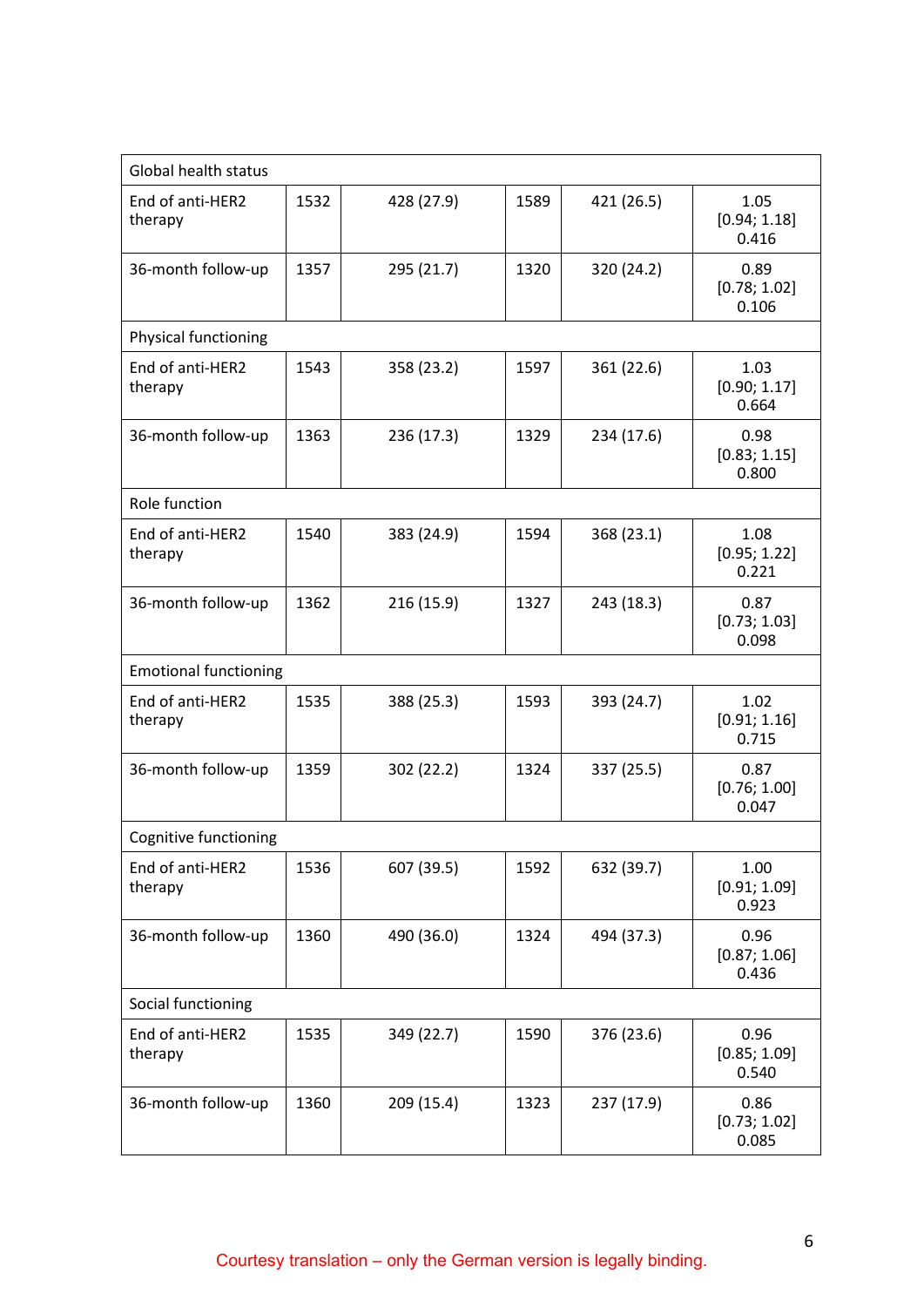| | | | | | |
|---|---|---|---|---|---|
| Global health status | | | | | |
| End of anti-HER2 therapy | 1532 | 428 (27.9) | 1589 | 421 (26.5) | 1.05 [0.94; 1.18] 0.416 |
| 36-month follow-up | 1357 | 295 (21.7) | 1320 | 320 (24.2) | 0.89 [0.78; 1.02] 0.106 |
| Physical functioning | | | | | |
| End of anti-HER2 therapy | 1543 | 358 (23.2) | 1597 | 361 (22.6) | 1.03 [0.90; 1.17] 0.664 |
| 36-month follow-up | 1363 | 236 (17.3) | 1329 | 234 (17.6) | 0.98 [0.83; 1.15] 0.800 |
| Role function | | | | | |
| End of anti-HER2 therapy | 1540 | 383 (24.9) | 1594 | 368 (23.1) | 1.08 [0.95; 1.22] 0.221 |
| 36-month follow-up | 1362 | 216 (15.9) | 1327 | 243 (18.3) | 0.87 [0.73; 1.03] 0.098 |
| Emotional functioning | | | | | |
| End of anti-HER2 therapy | 1535 | 388 (25.3) | 1593 | 393 (24.7) | 1.02 [0.91; 1.16] 0.715 |
| 36-month follow-up | 1359 | 302 (22.2) | 1324 | 337 (25.5) | 0.87 [0.76; 1.00] 0.047 |
| Cognitive functioning | | | | | |
| End of anti-HER2 therapy | 1536 | 607 (39.5) | 1592 | 632 (39.7) | 1.00 [0.91; 1.09] 0.923 |
| 36-month follow-up | 1360 | 490 (36.0) | 1324 | 494 (37.3) | 0.96 [0.87; 1.06] 0.436 |
| Social functioning | | | | | |
| End of anti-HER2 therapy | 1535 | 349 (22.7) | 1590 | 376 (23.6) | 0.96 [0.85; 1.09] 0.540 |
| 36-month follow-up | 1360 | 209 (15.4) | 1323 | 237 (17.9) | 0.86 [0.73; 1.02] 0.085 |

Courtesy translation – only the German version is legally binding.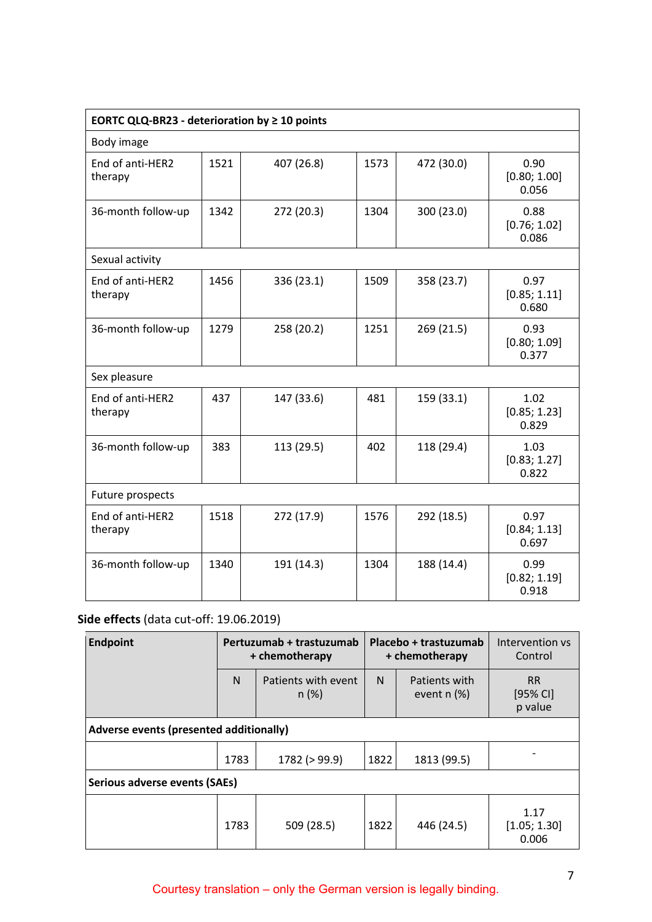| EORTC QLQ-BR23 - deterioration by ≥ 10 points | | | | | |
|---|---|---|---|---|---|
| Body image | | | | | |
| End of anti-HER2 therapy | 1521 | 407 (26.8) | 1573 | 472 (30.0) | 0.90 [0.80; 1.00] 0.056 |
| 36-month follow-up | 1342 | 272 (20.3) | 1304 | 300 (23.0) | 0.88 [0.76; 1.02] 0.086 |
| Sexual activity | | | | | |
| End of anti-HER2 therapy | 1456 | 336 (23.1) | 1509 | 358 (23.7) | 0.97 [0.85; 1.11] 0.680 |
| 36-month follow-up | 1279 | 258 (20.2) | 1251 | 269 (21.5) | 0.93 [0.80; 1.09] 0.377 |
| Sex pleasure | | | | | |
| End of anti-HER2 therapy | 437 | 147 (33.6) | 481 | 159 (33.1) | 1.02 [0.85; 1.23] 0.829 |
| 36-month follow-up | 383 | 113 (29.5) | 402 | 118 (29.4) | 1.03 [0.83; 1.27] 0.822 |
| Future prospects | | | | | |
| End of anti-HER2 therapy | 1518 | 272 (17.9) | 1576 | 292 (18.5) | 0.97 [0.84; 1.13] 0.697 |
| 36-month follow-up | 1340 | 191 (14.3) | 1304 | 188 (14.4) | 0.99 [0.82; 1.19] 0.918 |

**Side effects** (data cut-off: 19.06.2019)

| **Endpoint** | **Pertuzumab + trastuzumab + chemotherapy** | | **Placebo + trastuzumab + chemotherapy** | | Intervention vs Control |
|---|---|---|---|---|---|
| | N | Patients with event n (%) | N | Patients with event n (%) | RR [95% CI] p value |
| **Adverse events (presented additionally)** | | | | | |
| | 1783 | 1782 (> 99.9) | 1822 | 1813 (99.5) | - |
| **Serious adverse events (SAEs)** | | | | | |
| | 1783 | 509 (28.5) | 1822 | 446 (24.5) | 1.17 [1.05; 1.30] 0.006 |

Courtesy translation – only the German version is legally binding.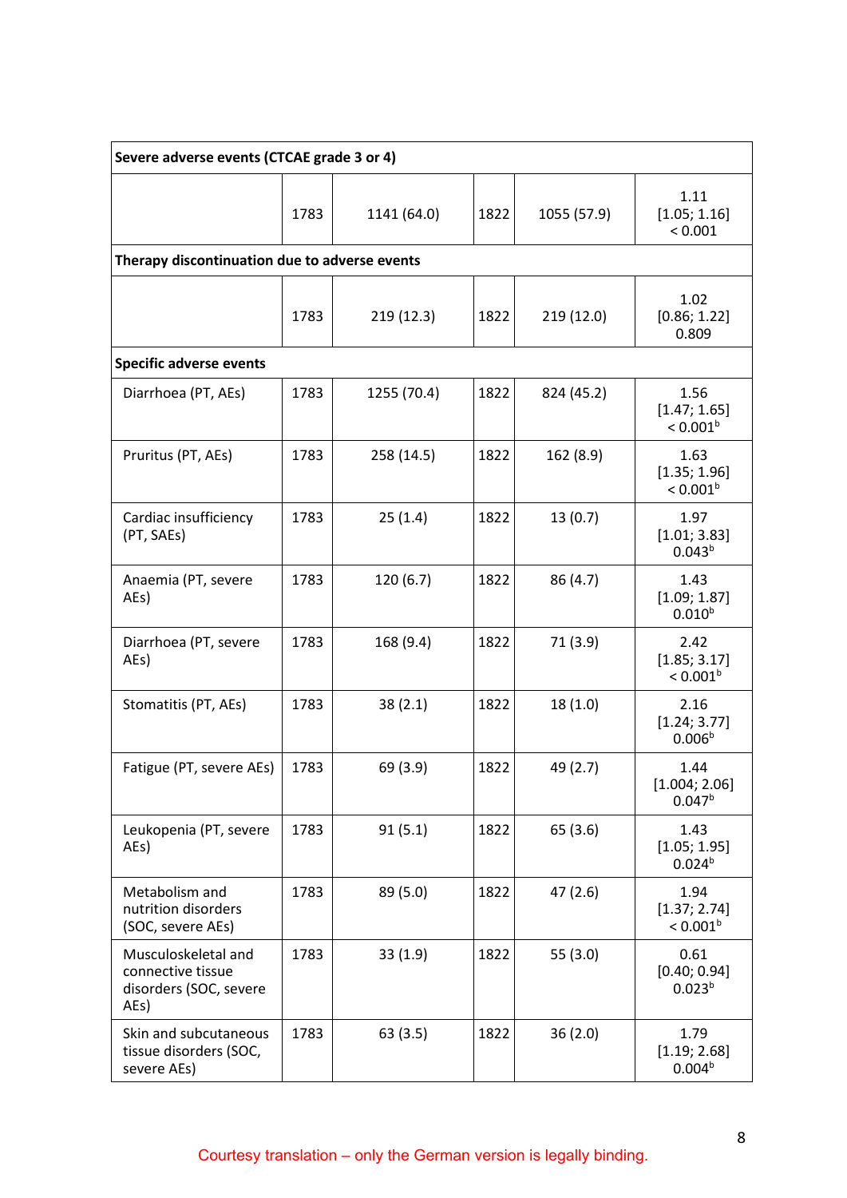| | | | | | |
|---|---|---|---|---|---|
| **Severe adverse events (CTCAE grade 3 or 4)** | | | | | |
| | 1783 | 1141 (64.0) | 1822 | 1055 (57.9) | 1.11 [1.05; 1.16] < 0.001 |
| **Therapy discontinuation due to adverse events** | | | | | |
| | 1783 | 219 (12.3) | 1822 | 219 (12.0) | 1.02 [0.86; 1.22] 0.809 |
| **Specific adverse events** | | | | | |
| Diarrhoea (PT, AEs) | 1783 | 1255 (70.4) | 1822 | 824 (45.2) | 1.56 [1.47; 1.65] < 0.001[b] |
| Pruritus (PT, AEs) | 1783 | 258 (14.5) | 1822 | 162 (8.9) | 1.63 [1.35; 1.96] < 0.001[b] |
| Cardiac insufficiency (PT, SAEs) | 1783 | 25 (1.4) | 1822 | 13 (0.7) | 1.97 [1.01; 3.83] 0.043[b] |
| Anaemia (PT, severe AEs) | 1783 | 120 (6.7) | 1822 | 86 (4.7) | 1.43 [1.09; 1.87] 0.010[b] |
| Diarrhoea (PT, severe AEs) | 1783 | 168 (9.4) | 1822 | 71 (3.9) | 2.42 [1.85; 3.17] < 0.001[b] |
| Stomatitis (PT, AEs) | 1783 | 38 (2.1) | 1822 | 18 (1.0) | 2.16 [1.24; 3.77] 0.006[b] |
| Fatigue (PT, severe AEs) | 1783 | 69 (3.9) | 1822 | 49 (2.7) | 1.44 [1.004; 2.06] 0.047[b] |
| Leukopenia (PT, severe AEs) | 1783 | 91 (5.1) | 1822 | 65 (3.6) | 1.43 [1.05; 1.95] 0.024[b] |
| Metabolism and nutrition disorders (SOC, severe AEs) | 1783 | 89 (5.0) | 1822 | 47 (2.6) | 1.94 [1.37; 2.74] < 0.001[b] |
| Musculoskeletal and connective tissue disorders (SOC, severe AEs) | 1783 | 33 (1.9) | 1822 | 55 (3.0) | 0.61 [0.40; 0.94] 0.023[b] |
| Skin and subcutaneous tissue disorders (SOC, severe AEs) | 1783 | 63 (3.5) | 1822 | 36 (2.0) | 1.79 [1.19; 2.68] 0.004[b] |

Courtesy translation – only the German version is legally binding.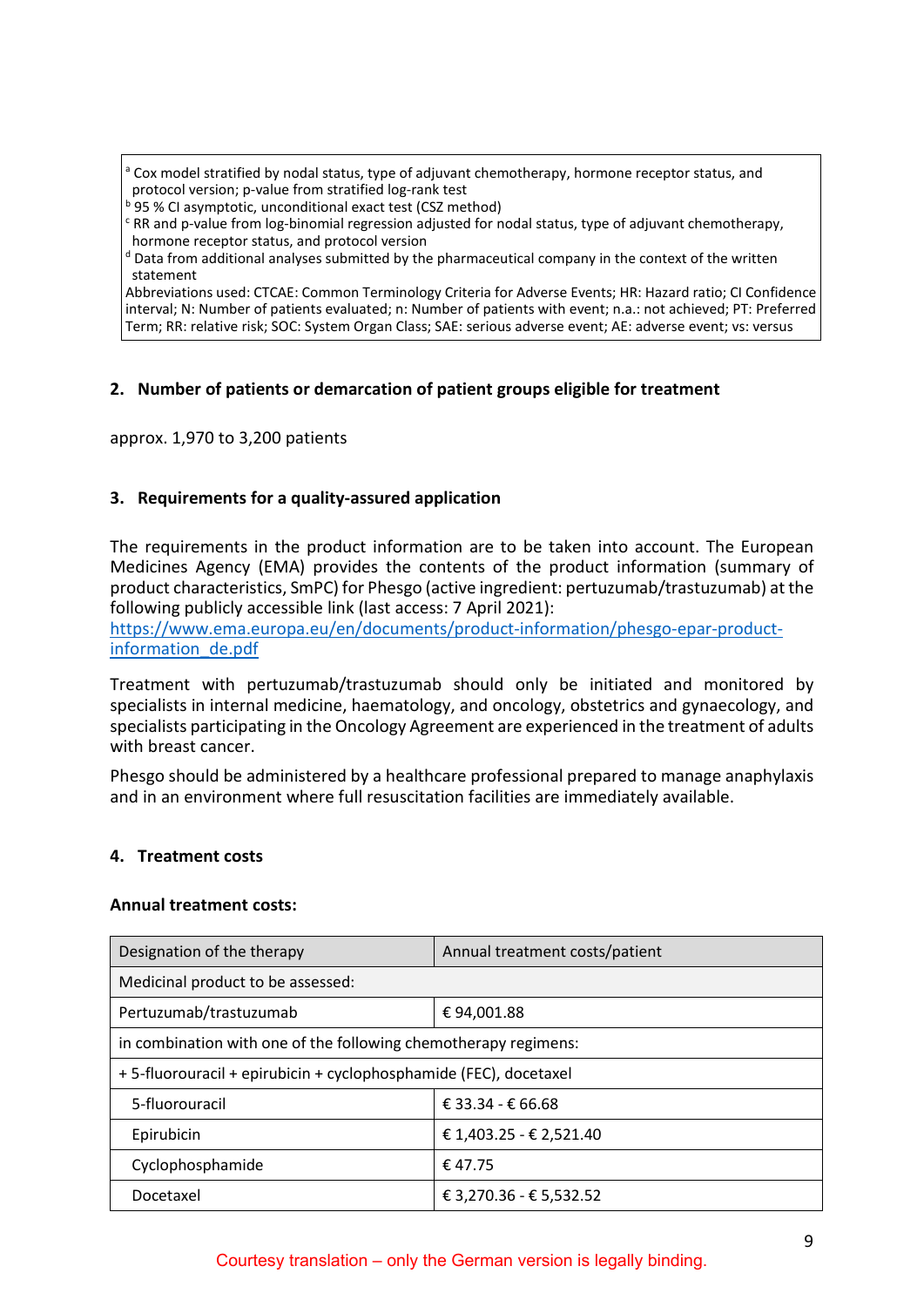[a] Cox model stratified by nodal status, type of adjuvant chemotherapy, hormone receptor status, and protocol version; p-value from stratified log-rank test
[b] 95 % CI asymptotic, unconditional exact test (CSZ method)
[c] RR and p-value from log-binomial regression adjusted for nodal status, type of adjuvant chemotherapy, hormone receptor status, and protocol version
[d] Data from additional analyses submitted by the pharmaceutical company in the context of the written statement
Abbreviations used: CTCAE: Common Terminology Criteria for Adverse Events; HR: Hazard ratio; CI Confidence interval; N: Number of patients evaluated; n: Number of patients with event; n.a.: not achieved; PT: Preferred Term; RR: relative risk; SOC: System Organ Class; SAE: serious adverse event; AE: adverse event; vs: versus

## 2. Number of patients or demarcation of patient groups eligible for treatment

approx. 1,970 to 3,200 patients

## 3. Requirements for a quality-assured application

The requirements in the product information are to be taken into account. The European Medicines Agency (EMA) provides the contents of the product information (summary of product characteristics, SmPC) for Phesgo (active ingredient: pertuzumab/trastuzumab) at the following publicly accessible link (last access: 7 April 2021):
https://www.ema.europa.eu/en/documents/product-information/phesgo-epar-product-information_de.pdf

Treatment with pertuzumab/trastuzumab should only be initiated and monitored by specialists in internal medicine, haematology, and oncology, obstetrics and gynaecology, and specialists participating in the Oncology Agreement are experienced in the treatment of adults with breast cancer.

Phesgo should be administered by a healthcare professional prepared to manage anaphylaxis and in an environment where full resuscitation facilities are immediately available.

## 4. Treatment costs

**Annual treatment costs:**

| Designation of the therapy | Annual treatment costs/patient |
|---|---|
| Medicinal product to be assessed: | |
| Pertuzumab/trastuzumab | € 94,001.88 |
| in combination with one of the following chemotherapy regimens: | |
| + 5-fluorouracil + epirubicin + cyclophosphamide (FEC), docetaxel | |
| 5-fluorouracil | € 33.34 - € 66.68 |
| Epirubicin | € 1,403.25 - € 2,521.40 |
| Cyclophosphamide | € 47.75 |
| Docetaxel | € 3,270.36 - € 5,532.52 |

Courtesy translation – only the German version is legally binding.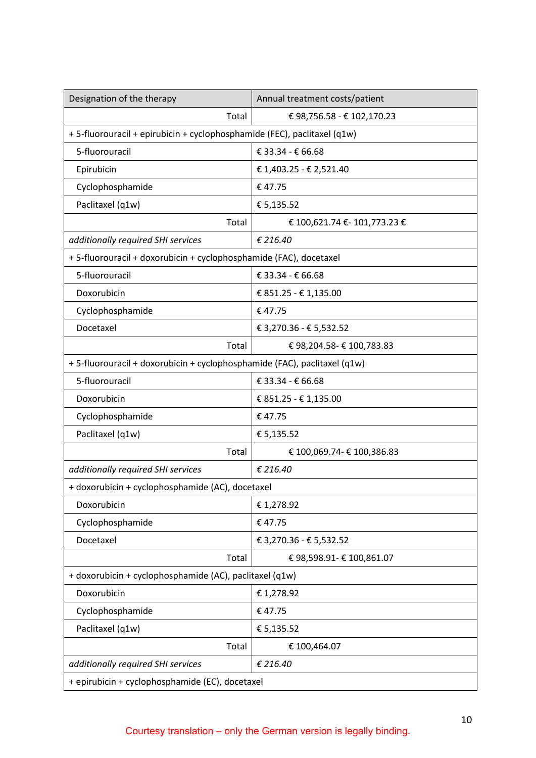| Designation of the therapy | Annual treatment costs/patient |
|---|---|
| Total | € 98,756.58 - € 102,170.23 |
| + 5-fluorouracil + epirubicin + cyclophosphamide (FEC), paclitaxel (q1w) | |
| 5-fluorouracil | € 33.34 - € 66.68 |
| Epirubicin | € 1,403.25 - € 2,521.40 |
| Cyclophosphamide | € 47.75 |
| Paclitaxel (q1w) | € 5,135.52 |
| Total | € 100,621.74 €- 101,773.23 € |
| *additionally required SHI services* | *€ 216.40* |
| + 5-fluorouracil + doxorubicin + cyclophosphamide (FAC), docetaxel | |
| 5-fluorouracil | € 33.34 - € 66.68 |
| Doxorubicin | € 851.25 - € 1,135.00 |
| Cyclophosphamide | € 47.75 |
| Docetaxel | € 3,270.36 - € 5,532.52 |
| Total | € 98,204.58- € 100,783.83 |
| + 5-fluorouracil + doxorubicin + cyclophosphamide (FAC), paclitaxel (q1w) | |
| 5-fluorouracil | € 33.34 - € 66.68 |
| Doxorubicin | € 851.25 - € 1,135.00 |
| Cyclophosphamide | € 47.75 |
| Paclitaxel (q1w) | € 5,135.52 |
| Total | € 100,069.74- € 100,386.83 |
| *additionally required SHI services* | *€ 216.40* |
| + doxorubicin + cyclophosphamide (AC), docetaxel | |
| Doxorubicin | € 1,278.92 |
| Cyclophosphamide | € 47.75 |
| Docetaxel | € 3,270.36 - € 5,532.52 |
| Total | € 98,598.91- € 100,861.07 |
| + doxorubicin + cyclophosphamide (AC), paclitaxel (q1w) | |
| Doxorubicin | € 1,278.92 |
| Cyclophosphamide | € 47.75 |
| Paclitaxel (q1w) | € 5,135.52 |
| Total | € 100,464.07 |
| *additionally required SHI services* | *€ 216.40* |
| + epirubicin + cyclophosphamide (EC), docetaxel | |

Courtesy translation – only the German version is legally binding.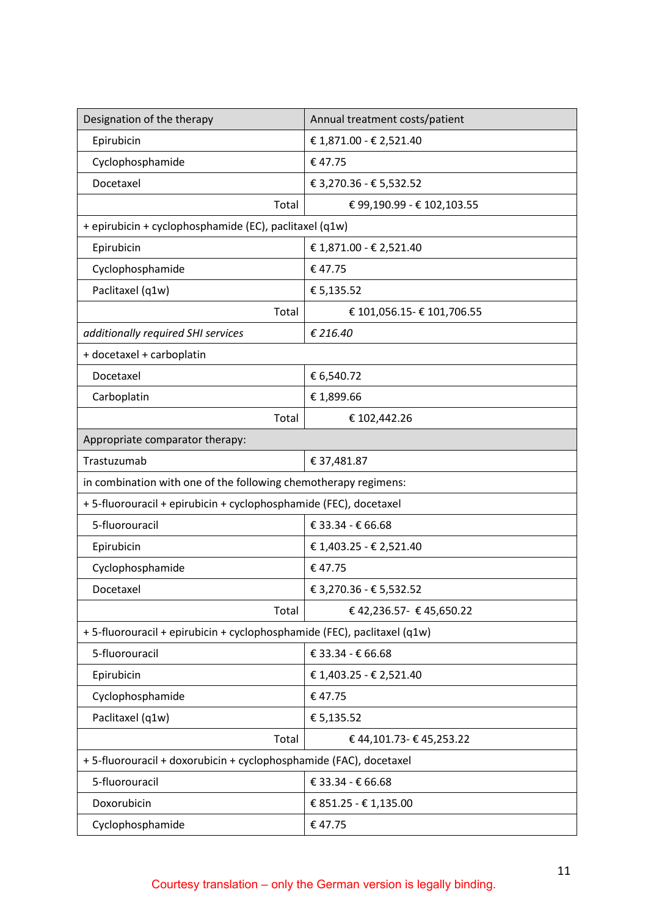| Designation of the therapy | Annual treatment costs/patient |
|---|---|
| Epirubicin | € 1,871.00 - € 2,521.40 |
| Cyclophosphamide | € 47.75 |
| Docetaxel | € 3,270.36 - € 5,532.52 |
| Total | € 99,190.99 - € 102,103.55 |
| + epirubicin + cyclophosphamide (EC), paclitaxel (q1w) | |
| Epirubicin | € 1,871.00 - € 2,521.40 |
| Cyclophosphamide | € 47.75 |
| Paclitaxel (q1w) | € 5,135.52 |
| Total | € 101,056.15- € 101,706.55 |
| *additionally required SHI services* | *€ 216.40* |
| + docetaxel + carboplatin | |
| Docetaxel | € 6,540.72 |
| Carboplatin | € 1,899.66 |
| Total | € 102,442.26 |
| Appropriate comparator therapy: | |
| Trastuzumab | € 37,481.87 |
| in combination with one of the following chemotherapy regimens: | |
| + 5-fluorouracil + epirubicin + cyclophosphamide (FEC), docetaxel | |
| 5-fluorouracil | € 33.34 - € 66.68 |
| Epirubicin | € 1,403.25 - € 2,521.40 |
| Cyclophosphamide | € 47.75 |
| Docetaxel | € 3,270.36 - € 5,532.52 |
| Total | € 42,236.57- € 45,650.22 |
| + 5-fluorouracil + epirubicin + cyclophosphamide (FEC), paclitaxel (q1w) | |
| 5-fluorouracil | € 33.34 - € 66.68 |
| Epirubicin | € 1,403.25 - € 2,521.40 |
| Cyclophosphamide | € 47.75 |
| Paclitaxel (q1w) | € 5,135.52 |
| Total | € 44,101.73- € 45,253.22 |
| + 5-fluorouracil + doxorubicin + cyclophosphamide (FAC), docetaxel | |
| 5-fluorouracil | € 33.34 - € 66.68 |
| Doxorubicin | € 851.25 - € 1,135.00 |
| Cyclophosphamide | € 47.75 |

Courtesy translation – only the German version is legally binding.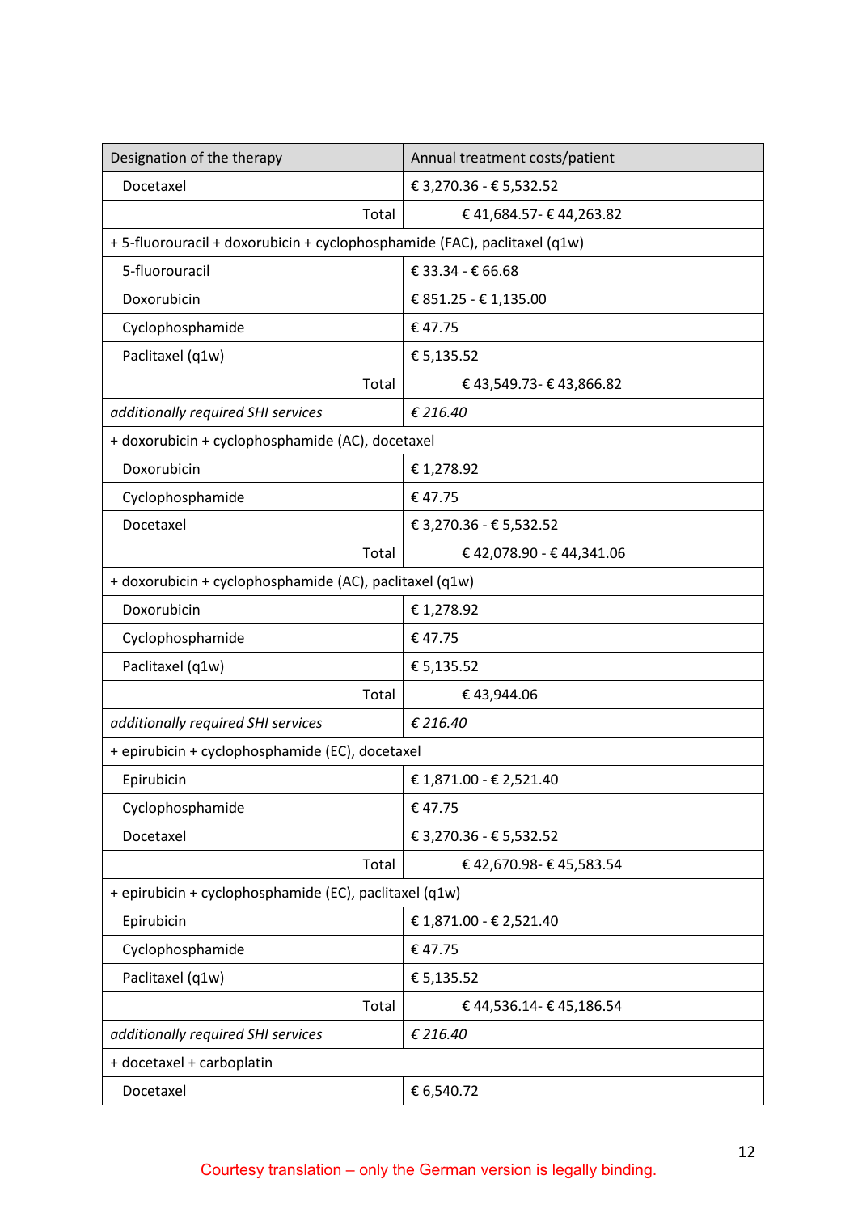| Designation of the therapy | Annual treatment costs/patient |
|---|---|
| Docetaxel | € 3,270.36 - € 5,532.52 |
| Total | € 41,684.57- € 44,263.82 |
| + 5-fluorouracil + doxorubicin + cyclophosphamide (FAC), paclitaxel (q1w) | |
| 5-fluorouracil | € 33.34 - € 66.68 |
| Doxorubicin | € 851.25 - € 1,135.00 |
| Cyclophosphamide | € 47.75 |
| Paclitaxel (q1w) | € 5,135.52 |
| Total | € 43,549.73- € 43,866.82 |
| *additionally required SHI services* | *€ 216.40* |
| + doxorubicin + cyclophosphamide (AC), docetaxel | |
| Doxorubicin | € 1,278.92 |
| Cyclophosphamide | € 47.75 |
| Docetaxel | € 3,270.36 - € 5,532.52 |
| Total | € 42,078.90 - € 44,341.06 |
| + doxorubicin + cyclophosphamide (AC), paclitaxel (q1w) | |
| Doxorubicin | € 1,278.92 |
| Cyclophosphamide | € 47.75 |
| Paclitaxel (q1w) | € 5,135.52 |
| Total | € 43,944.06 |
| *additionally required SHI services* | *€ 216.40* |
| + epirubicin + cyclophosphamide (EC), docetaxel | |
| Epirubicin | € 1,871.00 - € 2,521.40 |
| Cyclophosphamide | € 47.75 |
| Docetaxel | € 3,270.36 - € 5,532.52 |
| Total | € 42,670.98- € 45,583.54 |
| + epirubicin + cyclophosphamide (EC), paclitaxel (q1w) | |
| Epirubicin | € 1,871.00 - € 2,521.40 |
| Cyclophosphamide | € 47.75 |
| Paclitaxel (q1w) | € 5,135.52 |
| Total | € 44,536.14- € 45,186.54 |
| *additionally required SHI services* | *€ 216.40* |
| + docetaxel + carboplatin | |
| Docetaxel | € 6,540.72 |

Courtesy translation – only the German version is legally binding.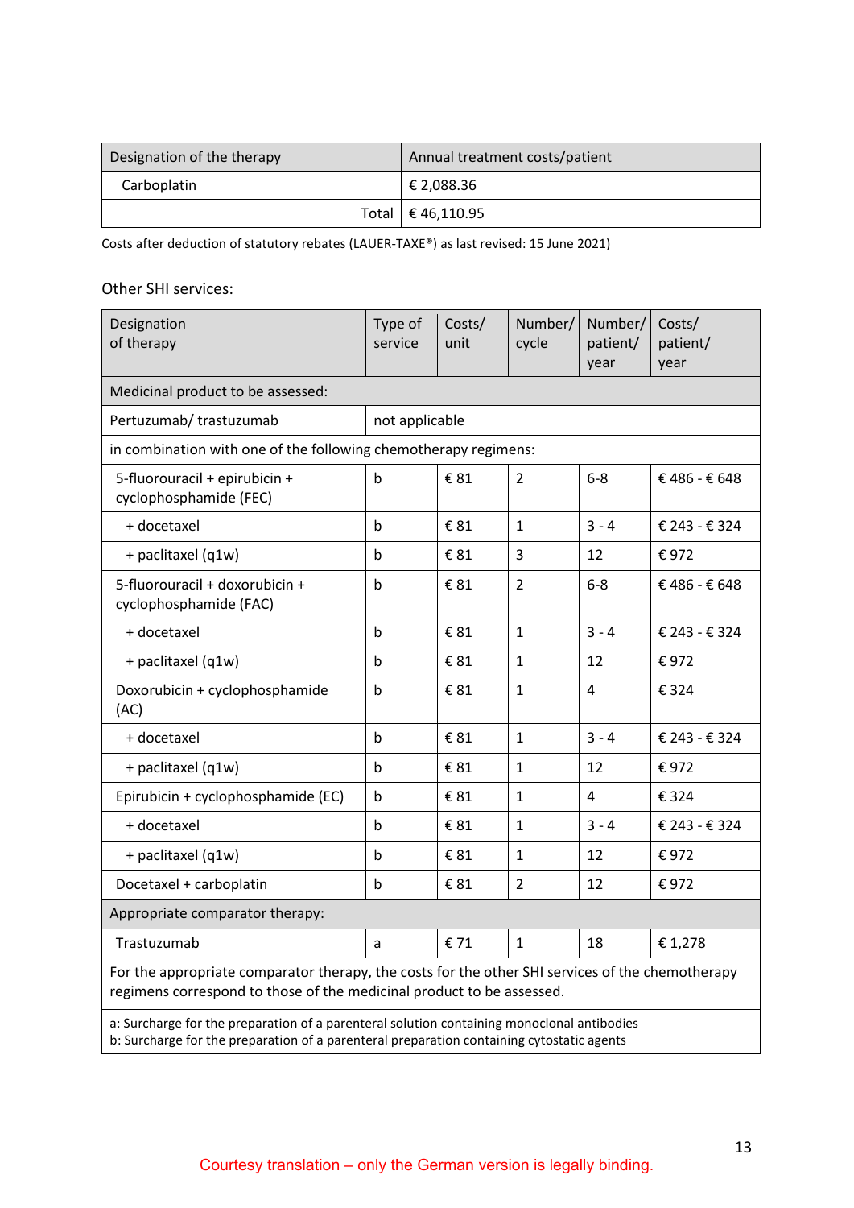| Designation of the therapy | Annual treatment costs/patient |
|---|---|
| Carboplatin | € 2,088.36 |
| Total | € 46,110.95 |

Costs after deduction of statutory rebates (LAUER-TAXE®) as last revised: 15 June 2021)

Other SHI services:

| Designation of therapy | Type of service | Costs/ unit | Number/ cycle | Number/ patient/ year | Costs/ patient/ year |
|---|---|---|---|---|---|
| Medicinal product to be assessed: | | | | | |
| Pertuzumab/ trastuzumab | not applicable | | | | |
| in combination with one of the following chemotherapy regimens: | | | | | |
| 5-fluorouracil + epirubicin + cyclophosphamide (FEC) | b | € 81 | 2 | 6-8 | € 486 - € 648 |
| + docetaxel | b | € 81 | 1 | 3 - 4 | € 243 - € 324 |
| + paclitaxel (q1w) | b | € 81 | 3 | 12 | € 972 |
| 5-fluorouracil + doxorubicin + cyclophosphamide (FAC) | b | € 81 | 2 | 6-8 | € 486 - € 648 |
| + docetaxel | b | € 81 | 1 | 3 - 4 | € 243 - € 324 |
| + paclitaxel (q1w) | b | € 81 | 1 | 12 | € 972 |
| Doxorubicin + cyclophosphamide (AC) | b | € 81 | 1 | 4 | € 324 |
| + docetaxel | b | € 81 | 1 | 3 - 4 | € 243 - € 324 |
| + paclitaxel (q1w) | b | € 81 | 1 | 12 | € 972 |
| Epirubicin + cyclophosphamide (EC) | b | € 81 | 1 | 4 | € 324 |
| + docetaxel | b | € 81 | 1 | 3 - 4 | € 243 - € 324 |
| + paclitaxel (q1w) | b | € 81 | 1 | 12 | € 972 |
| Docetaxel + carboplatin | b | € 81 | 2 | 12 | € 972 |
| Appropriate comparator therapy: | | | | | |
| Trastuzumab | a | € 71 | 1 | 18 | € 1,278 |
| For the appropriate comparator therapy, the costs for the other SHI services of the chemotherapy regimens correspond to those of the medicinal product to be assessed. | | | | | |
| a: Surcharge for the preparation of a parenteral solution containing monoclonal antibodies<br>b: Surcharge for the preparation of a parenteral preparation containing cytostatic agents | | | | | |

Courtesy translation – only the German version is legally binding.